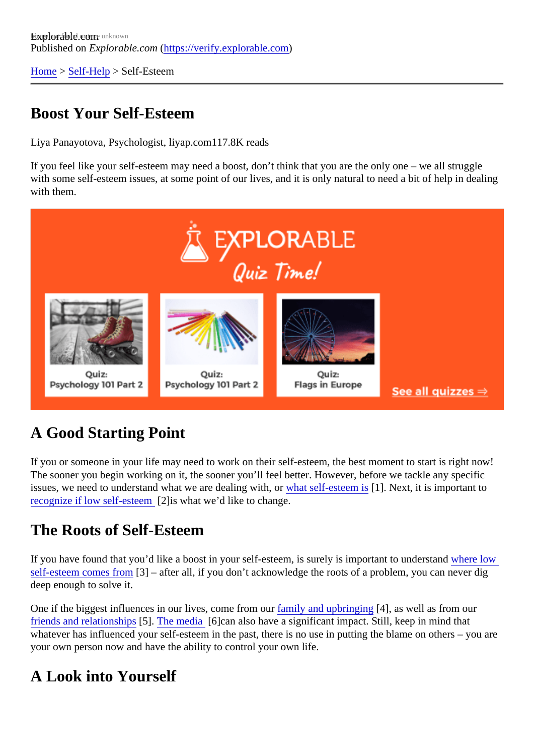Explorable.com
Published on *Explorable.com* (https://verify.explorable.com)

Home > Self-Help > Self-Esteem

# Boost Your Self-Esteem

Liya Panayotova, Psychologist, liyap.com117.8K reads

If you feel like your self-esteem may need a boost, don't think that you are the only one – we all struggle with some self-esteem issues, at some point of our lives, and it is only natural to need a bit of help in dealing with them.

## A Good Starting Point

If you or someone in your life may need to work on their self-esteem, the best moment to start is right now! The sooner you begin working on it, the sooner you'll feel better. However, before we tackle any specific issues, we need to understand what we are dealing with, or what self-esteem is [1]. Next, it is important to recognize if low self-esteem [2]is what we'd like to change.

## The Roots of Self-Esteem

If you have found that you'd like a boost in your self-esteem, is surely is important to understand where low self-esteem comes from [3] – after all, if you don't acknowledge the roots of a problem, you can never dig deep enough to solve it.

One if the biggest influences in our lives, come from our family and upbringing [4], as well as from our friends and relationships [5]. The media [6]can also have a significant impact. Still, keep in mind that whatever has influenced your self-esteem in the past, there is no use in putting the blame on others – you are your own person now and have the ability to control your own life.

## A Look into Yourself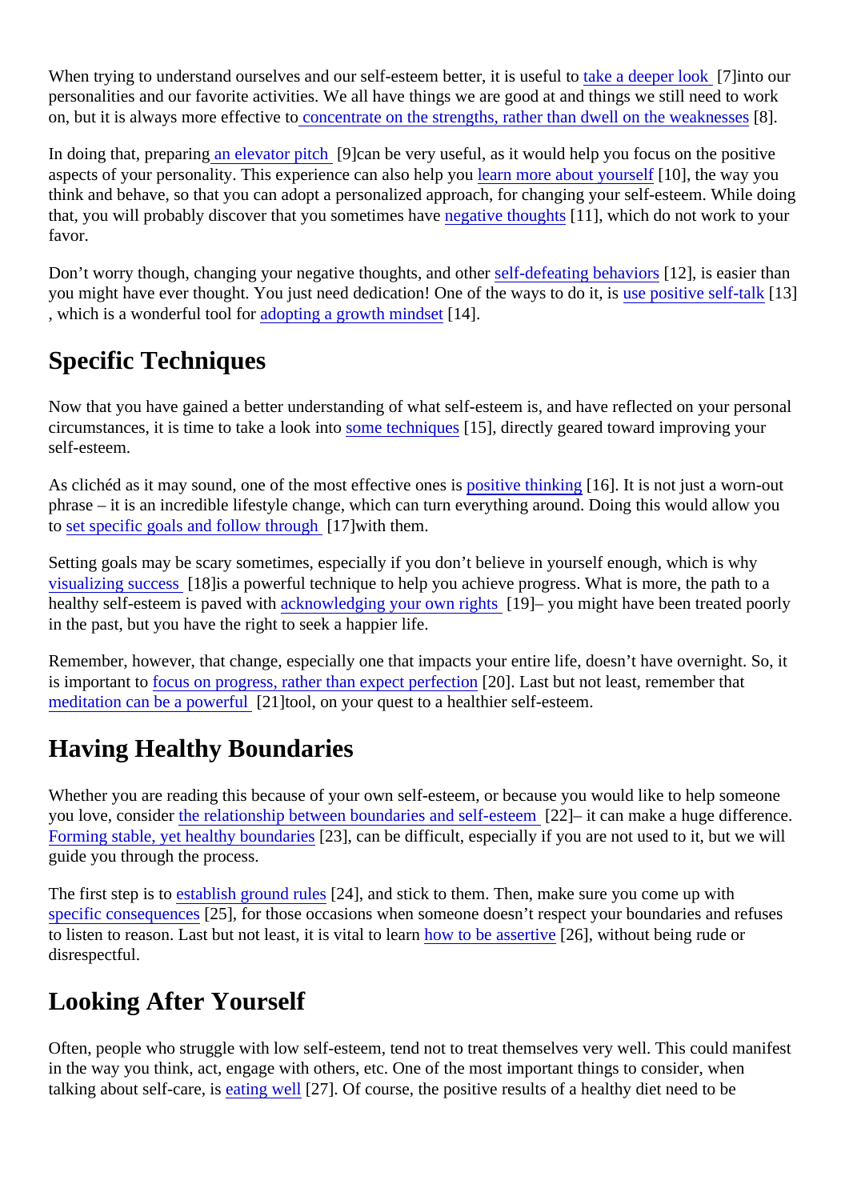When trying to understand ourselves and our self-esteem better, it is useful to take a deeper look [7]into our personalities and our favorite activities. We all have things we are good at and things we still need to work on, but it is always more effective to concentrate on the strengths, rather than dwell on the weaknesses [8].

In doing that, preparing an elevator pitch [9]can be very useful, as it would help you focus on the positive aspects of your personality. This experience can also help you learn more about yourself [10], the way you think and behave, so that you can adopt a personalized approach, for changing your self-esteem. While doing that, you will probably discover that you sometimes have negative thoughts [11], which do not work to your favor.

Don't worry though, changing your negative thoughts, and other self-defeating behaviors [12], is easier than you might have ever thought. You just need dedication! One of the ways to do it, is use positive self-talk [13], which is a wonderful tool for adopting a growth mindset [14].

## Specific Techniques

Now that you have gained a better understanding of what self-esteem is, and have reflected on your personal circumstances, it is time to take a look into some techniques [15], directly geared toward improving your self-esteem.

As clichéd as it may sound, one of the most effective ones is positive thinking [16]. It is not just a worn-out phrase – it is an incredible lifestyle change, which can turn everything around. Doing this would allow you to set specific goals and follow through [17]with them.

Setting goals may be scary sometimes, especially if you don't believe in yourself enough, which is why visualizing success [18]is a powerful technique to help you achieve progress. What is more, the path to a healthy self-esteem is paved with acknowledging your own rights [19]– you might have been treated poorly in the past, but you have the right to seek a happier life.

Remember, however, that change, especially one that impacts your entire life, doesn't have overnight. So, it is important to focus on progress, rather than expect perfection [20]. Last but not least, remember that meditation can be a powerful [21]tool, on your quest to a healthier self-esteem.

## Having Healthy Boundaries

Whether you are reading this because of your own self-esteem, or because you would like to help someone you love, consider the relationship between boundaries and self-esteem [22]– it can make a huge difference. Forming stable, yet healthy boundaries [23], can be difficult, especially if you are not used to it, but we will guide you through the process.

The first step is to establish ground rules [24], and stick to them. Then, make sure you come up with specific consequences [25], for those occasions when someone doesn't respect your boundaries and refuses to listen to reason. Last but not least, it is vital to learn how to be assertive [26], without being rude or disrespectful.

## Looking After Yourself

Often, people who struggle with low self-esteem, tend not to treat themselves very well. This could manifest in the way you think, act, engage with others, etc. One of the most important things to consider, when talking about self-care, is eating well [27]. Of course, the positive results of a healthy diet need to be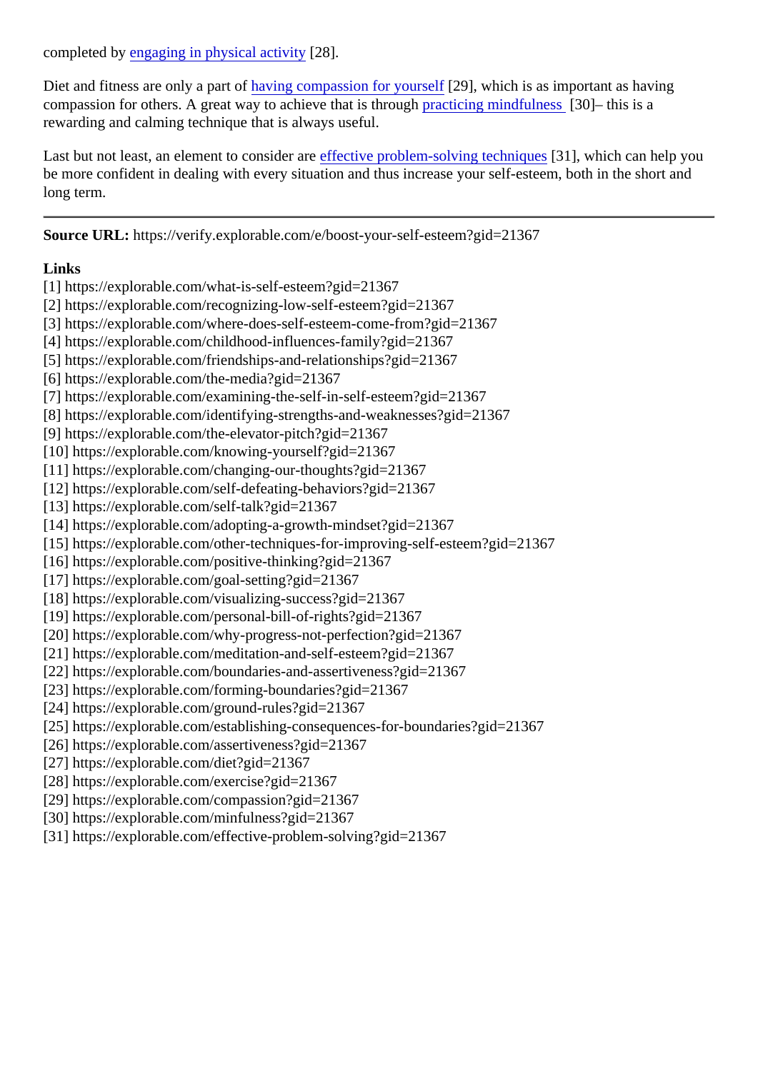completed by engaging in physical activity [28].

Diet and fitness are only a part of having compassion for yourself [29], which is as important as having compassion for others. A great way to achieve that is through practicing mindfulness [30]– this is a rewarding and calming technique that is always useful.

Last but not least, an element to consider are effective problem-solving techniques [31], which can help you be more confident in dealing with every situation and thus increase your self-esteem, both in the short and long term.

---

**Source URL:** https://verify.explorable.com/e/boost-your-self-esteem?gid=21367

**Links**

[1] https://explorable.com/what-is-self-esteem?gid=21367
[2] https://explorable.com/recognizing-low-self-esteem?gid=21367
[3] https://explorable.com/where-does-self-esteem-come-from?gid=21367
[4] https://explorable.com/childhood-influences-family?gid=21367
[5] https://explorable.com/friendships-and-relationships?gid=21367
[6] https://explorable.com/the-media?gid=21367
[7] https://explorable.com/examining-the-self-in-self-esteem?gid=21367
[8] https://explorable.com/identifying-strengths-and-weaknesses?gid=21367
[9] https://explorable.com/the-elevator-pitch?gid=21367
[10] https://explorable.com/knowing-yourself?gid=21367
[11] https://explorable.com/changing-our-thoughts?gid=21367
[12] https://explorable.com/self-defeating-behaviors?gid=21367
[13] https://explorable.com/self-talk?gid=21367
[14] https://explorable.com/adopting-a-growth-mindset?gid=21367
[15] https://explorable.com/other-techniques-for-improving-self-esteem?gid=21367
[16] https://explorable.com/positive-thinking?gid=21367
[17] https://explorable.com/goal-setting?gid=21367
[18] https://explorable.com/visualizing-success?gid=21367
[19] https://explorable.com/personal-bill-of-rights?gid=21367
[20] https://explorable.com/why-progress-not-perfection?gid=21367
[21] https://explorable.com/meditation-and-self-esteem?gid=21367
[22] https://explorable.com/boundaries-and-assertiveness?gid=21367
[23] https://explorable.com/forming-boundaries?gid=21367
[24] https://explorable.com/ground-rules?gid=21367
[25] https://explorable.com/establishing-consequences-for-boundaries?gid=21367
[26] https://explorable.com/assertiveness?gid=21367
[27] https://explorable.com/diet?gid=21367
[28] https://explorable.com/exercise?gid=21367
[29] https://explorable.com/compassion?gid=21367
[30] https://explorable.com/minfulness?gid=21367
[31] https://explorable.com/effective-problem-solving?gid=21367